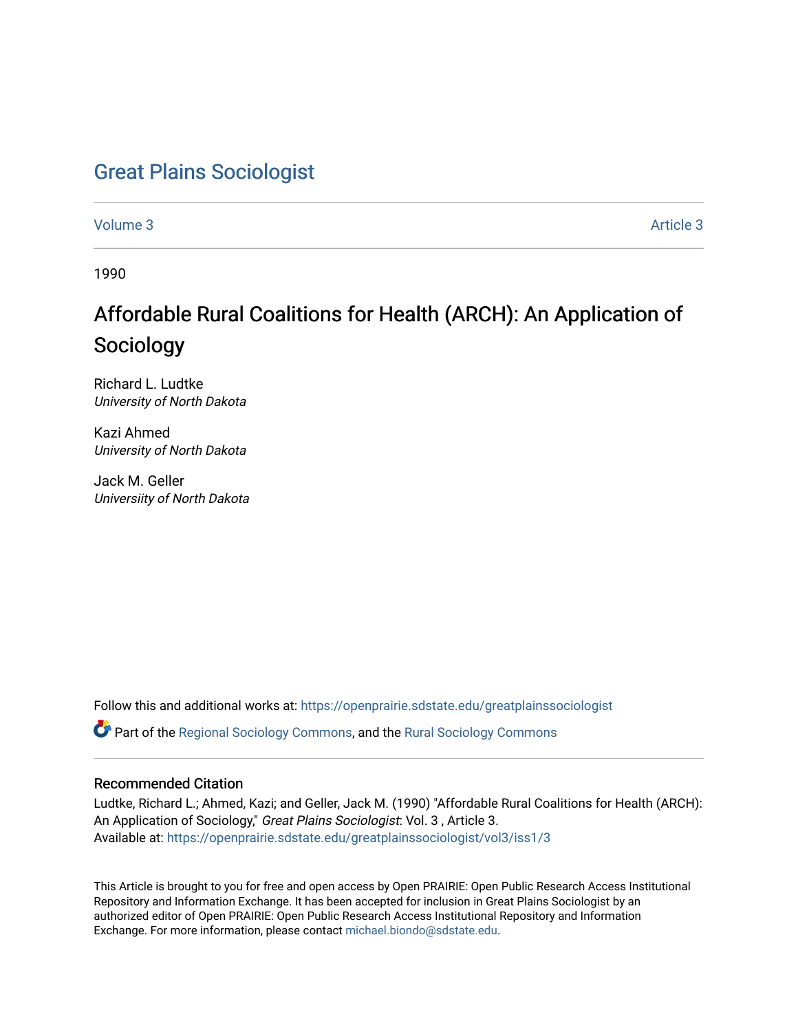# Great Plains Sociologist

Volume 3 | Article 3

1990

## Affordable Rural Coalitions for Health (ARCH): An Application of Sociology

Richard L. Ludtke
*University of North Dakota*

Kazi Ahmed
*University of North Dakota*

Jack M. Geller
*Universiity of North Dakota*

Follow this and additional works at: https://openprairie.sdstate.edu/greatplainssociologist

Part of the Regional Sociology Commons, and the Rural Sociology Commons

### Recommended Citation

Ludtke, Richard L.; Ahmed, Kazi; and Geller, Jack M. (1990) "Affordable Rural Coalitions for Health (ARCH): An Application of Sociology," *Great Plains Sociologist*: Vol. 3 , Article 3.
Available at: https://openprairie.sdstate.edu/greatplainssociologist/vol3/iss1/3

This Article is brought to you for free and open access by Open PRAIRIE: Open Public Research Access Institutional Repository and Information Exchange. It has been accepted for inclusion in Great Plains Sociologist by an authorized editor of Open PRAIRIE: Open Public Research Access Institutional Repository and Information Exchange. For more information, please contact michael.biondo@sdstate.edu.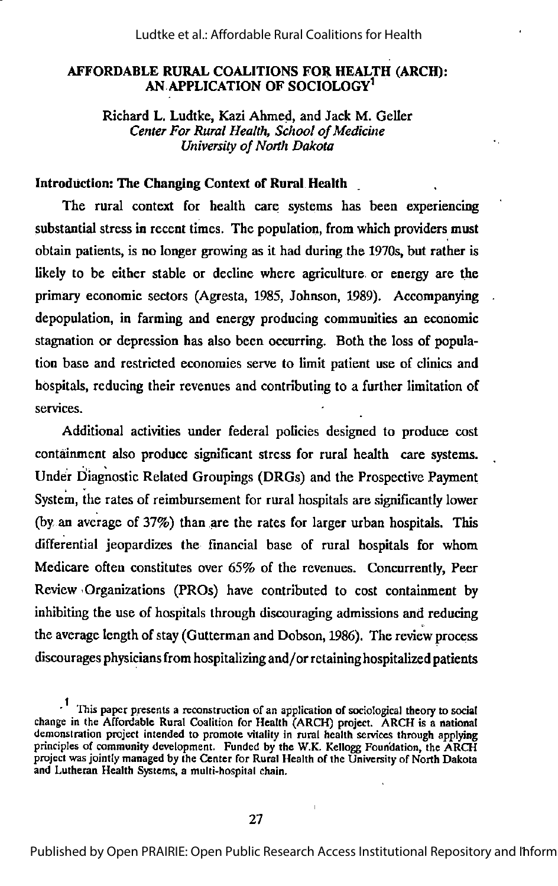# AFFORDABLE RURAL COALITIONS FOR HEALTH (ARCH): AN APPLICATION OF SOCIOLOGY[1]

Richard L. Ludtke, Kazi Ahmed, and Jack M. Geller
*Center For Rural Health, School of Medicine*
*University of North Dakota*

## Introduction: The Changing Context of Rural Health

The rural context for health care systems has been experiencing substantial stress in recent times. The population, from which providers must obtain patients, is no longer growing as it had during the 1970s, but rather is likely to be either stable or decline where agriculture or energy are the primary economic sectors (Agresta, 1985, Johnson, 1989). Accompanying depopulation, in farming and energy producing communities an economic stagnation or depression has also been occurring. Both the loss of population base and restricted economies serve to limit patient use of clinics and hospitals, reducing their revenues and contributing to a further limitation of services.

Additional activities under federal policies designed to produce cost containment also produce significant stress for rural health care systems. Under Diagnostic Related Groupings (DRGs) and the Prospective Payment System, the rates of reimbursement for rural hospitals are significantly lower (by an average of 37%) than are the rates for larger urban hospitals. This differential jeopardizes the financial base of rural hospitals for whom Medicare often constitutes over 65% of the revenues. Concurrently, Peer Review Organizations (PROs) have contributed to cost containment by inhibiting the use of hospitals through discouraging admissions and reducing the average length of stay (Gutterman and Dobson, 1986). The review process discourages physicians from hospitalizing and/or retaining hospitalized patients

[1] This paper presents a reconstruction of an application of sociological theory to social change in the Affordable Rural Coalition for Health (ARCH) project. ARCH is a national demonstration project intended to promote vitality in rural health services through applying principles of community development. Funded by the W.K. Kellogg Foundation, the ARCH project was jointly managed by the Center for Rural Health of the University of North Dakota and Lutheran Health Systems, a multi-hospital chain.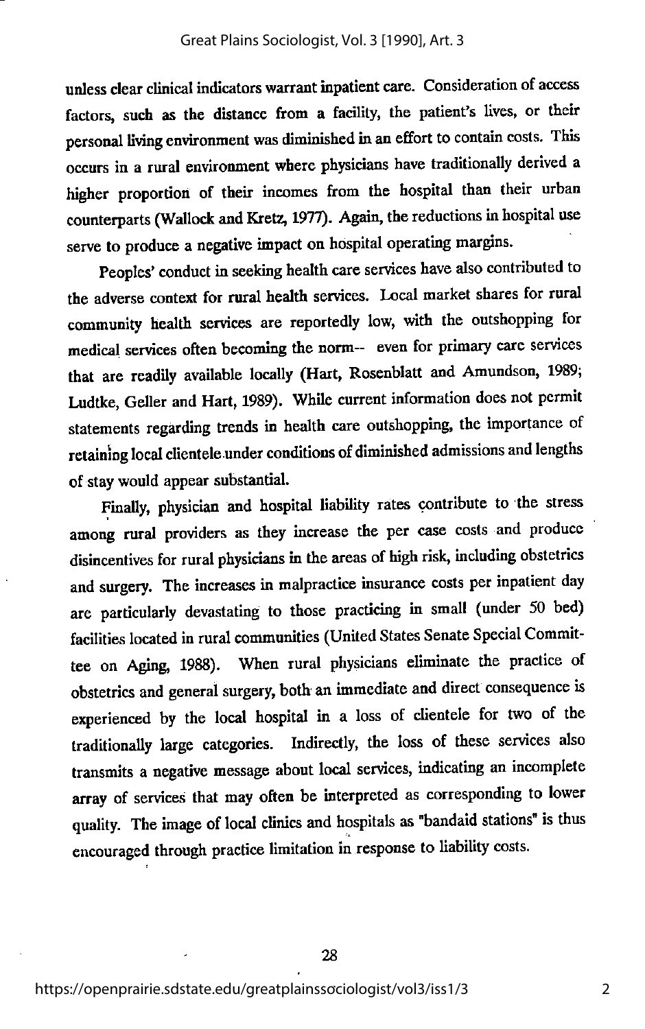unless clear clinical indicators warrant inpatient care. Consideration of access factors, such as the distance from a facility, the patient's lives, or their personal living environment was diminished in an effort to contain costs. This occurs in a rural environment where physicians have traditionally derived a higher proportion of their incomes from the hospital than their urban counterparts (Wallock and Kretz, 1977). Again, the reductions in hospital use serve to produce a negative impact on hospital operating margins.

Peoples' conduct in seeking health care services have also contributed to the adverse context for rural health services. Local market shares for rural community health services are reportedly low, with the outshopping for medical services often becoming the norm-- even for primary care services that are readily available locally (Hart, Rosenblatt and Amundson, 1989; Ludtke, Geller and Hart, 1989). While current information does not permit statements regarding trends in health care outshopping, the importance of retaining local clientele under conditions of diminished admissions and lengths of stay would appear substantial.

Finally, physician and hospital liability rates contribute to the stress among rural providers as they increase the per case costs and produce disincentives for rural physicians in the areas of high risk, including obstetrics and surgery. The increases in malpractice insurance costs per inpatient day are particularly devastating to those practicing in small (under 50 bed) facilities located in rural communities (United States Senate Special Committee on Aging, 1988). When rural physicians eliminate the practice of obstetrics and general surgery, both an immediate and direct consequence is experienced by the local hospital in a loss of clientele for two of the traditionally large categories. Indirectly, the loss of these services also transmits a negative message about local services, indicating an incomplete array of services that may often be interpreted as corresponding to lower quality. The image of local clinics and hospitals as "bandaid stations" is thus encouraged through practice limitation in response to liability costs.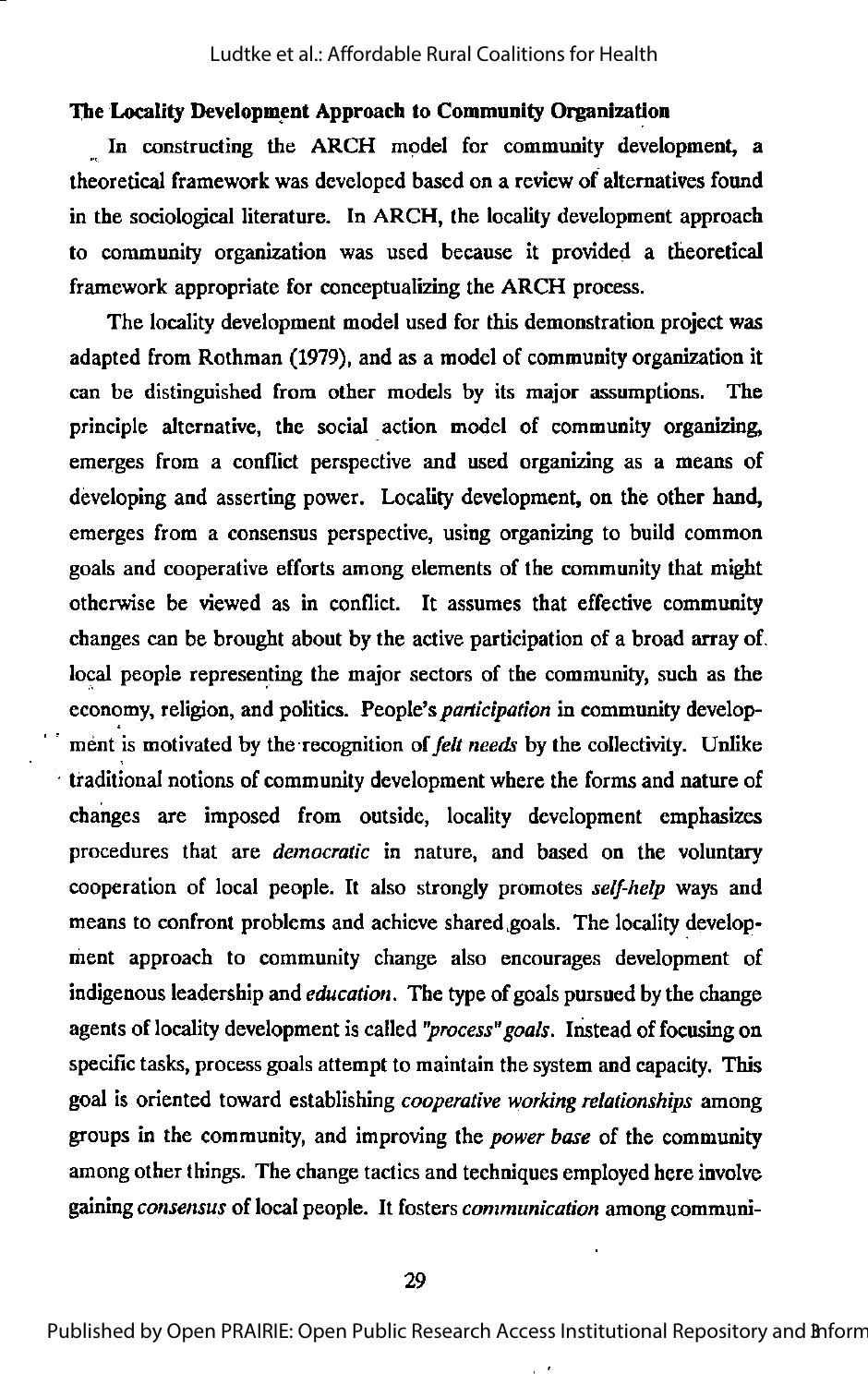**The Locality Development Approach to Community Organization**

In constructing the ARCH model for community development, a theoretical framework was developed based on a review of alternatives found in the sociological literature. In ARCH, the locality development approach to community organization was used because it provided a theoretical framework appropriate for conceptualizing the ARCH process.

The locality development model used for this demonstration project was adapted from Rothman (1979), and as a model of community organization it can be distinguished from other models by its major assumptions. The principle alternative, the social action model of community organizing, emerges from a conflict perspective and used organizing as a means of developing and asserting power. Locality development, on the other hand, emerges from a consensus perspective, using organizing to build common goals and cooperative efforts among elements of the community that might otherwise be viewed as in conflict. It assumes that effective community changes can be brought about by the active participation of a broad array of local people representing the major sectors of the community, such as the economy, religion, and politics. People's *participation* in community development is motivated by the recognition of *felt needs* by the collectivity. Unlike traditional notions of community development where the forms and nature of changes are imposed from outside, locality development emphasizes procedures that are *democratic* in nature, and based on the voluntary cooperation of local people. It also strongly promotes *self-help* ways and means to confront problems and achieve shared goals. The locality development approach to community change also encourages development of indigenous leadership and *education*. The type of goals pursued by the change agents of locality development is called *"process" goals*. Instead of focusing on specific tasks, process goals attempt to maintain the system and capacity. This goal is oriented toward establishing *cooperative working relationships* among groups in the community, and improving the *power base* of the community among other things. The change tactics and techniques employed here involve gaining *consensus* of local people. It fosters *communication* among communi-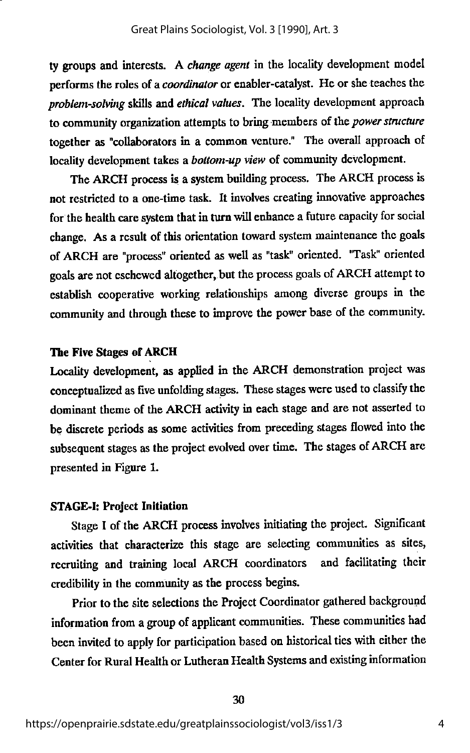ty groups and interests. A *change agent* in the locality development model performs the roles of a *coordinator* or enabler-catalyst. He or she teaches the *problem-solving* skills and *ethical values*. The locality development approach to community organization attempts to bring members of the *power structure* together as "collaborators in a common venture." The overall approach of locality development takes a *bottom-up view* of community development.

The ARCH process is a system building process. The ARCH process is not restricted to a one-time task. It involves creating innovative approaches for the health care system that in turn will enhance a future capacity for social change. As a result of this orientation toward system maintenance the goals of ARCH are "process" oriented as well as "task" oriented. "Task" oriented goals are not eschewed altogether, but the process goals of ARCH attempt to establish cooperative working relationships among diverse groups in the community and through these to improve the power base of the community.

**The Five Stages of ARCH**

Locality development, as applied in the ARCH demonstration project was conceptualized as five unfolding stages. These stages were used to classify the dominant theme of the ARCH activity in each stage and are not asserted to be discrete periods as some activities from preceding stages flowed into the subsequent stages as the project evolved over time. The stages of ARCH are presented in Figure 1.

**STAGE-I: Project Initiation**

Stage I of the ARCH process involves initiating the project. Significant activities that characterize this stage are selecting communities as sites, recruiting and training local ARCH coordinators and facilitating their credibility in the community as the process begins.

Prior to the site selections the Project Coordinator gathered background information from a group of applicant communities. These communities had been invited to apply for participation based on historical ties with either the Center for Rural Health or Lutheran Health Systems and existing information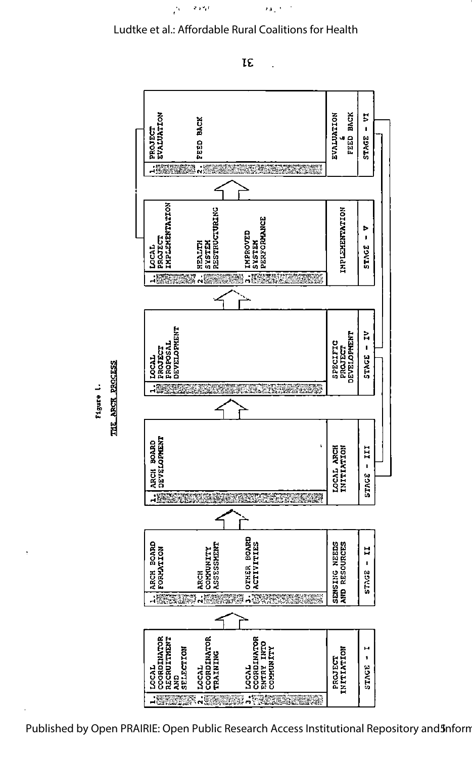Figure 1.

THE ARCH PROCESS

| Stage | Phase | Activities |
|---|---|---|
| STAGE - I | PROJECT INITIATION | 1. LOCAL COORDINATOR RECRUITMENT AND SELECTION<br>2. LOCAL COORDINATOR TRAINING<br>3. LOCAL COORDINATOR ENTRY INTO COMMUNITY |
| STAGE - II | SENSING NEEDS AND RESOURCES | 1. ARCH BOARD FORMATION<br>2. ARCH COMMUNITY ASSESSMENT<br>3. OTHER BOARD ACTIVITIES |
| STAGE - III | LOCAL ARCH INITIATION | 1. ARCH BOARD DEVELOPMENT |
| STAGE - IV | SPECIFIC PROJECT DEVELOPMENT | 1. LOCAL PROJECT PROPOSAL DEVELOPMENT |
| STAGE - V | IMPLEMENTATION | 1. LOCAL PROJECT IMPLEMENTATION<br>2. HEALTH SYSTEM RESTRUCTURING<br>3. IMPROVED SYSTEM PERFORMANCE |
| STAGE - VI | EVALUATION & FEED BACK | 1. PROJECT EVALUATION<br>2. FEED BACK |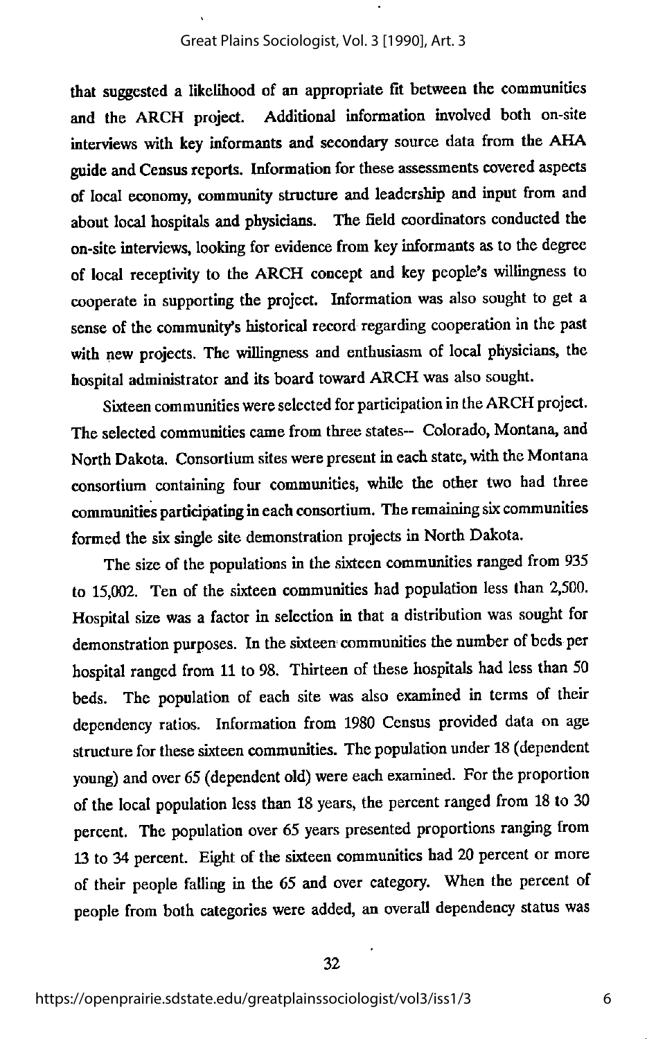that suggested a likelihood of an appropriate fit between the communities and the ARCH project. Additional information involved both on-site interviews with key informants and secondary source data from the AHA guide and Census reports. Information for these assessments covered aspects of local economy, community structure and leadership and input from and about local hospitals and physicians. The field coordinators conducted the on-site interviews, looking for evidence from key informants as to the degree of local receptivity to the ARCH concept and key people's willingness to cooperate in supporting the project. Information was also sought to get a sense of the community's historical record regarding cooperation in the past with new projects. The willingness and enthusiasm of local physicians, the hospital administrator and its board toward ARCH was also sought.

Sixteen communities were selected for participation in the ARCH project. The selected communities came from three states-- Colorado, Montana, and North Dakota. Consortium sites were present in each state, with the Montana consortium containing four communities, while the other two had three communities participating in each consortium. The remaining six communities formed the six single site demonstration projects in North Dakota.

The size of the populations in the sixteen communities ranged from 935 to 15,002. Ten of the sixteen communities had population less than 2,500. Hospital size was a factor in selection in that a distribution was sought for demonstration purposes. In the sixteen communities the number of beds per hospital ranged from 11 to 98. Thirteen of these hospitals had less than 50 beds. The population of each site was also examined in terms of their dependency ratios. Information from 1980 Census provided data on age structure for these sixteen communities. The population under 18 (dependent young) and over 65 (dependent old) were each examined. For the proportion of the local population less than 18 years, the percent ranged from 18 to 30 percent. The population over 65 years presented proportions ranging from 13 to 34 percent. Eight of the sixteen communities had 20 percent or more of their people falling in the 65 and over category. When the percent of people from both categories were added, an overall dependency status was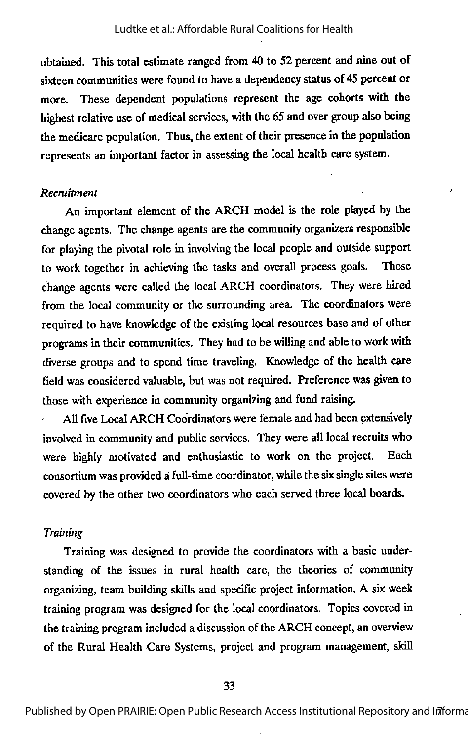obtained. This total estimate ranged from 40 to 52 percent and nine out of sixteen communities were found to have a dependency status of 45 percent or more. These dependent populations represent the age cohorts with the highest relative use of medical services, with the 65 and over group also being the medicare population. Thus, the extent of their presence in the population represents an important factor in assessing the local health care system.

*Recruitment*

An important element of the ARCH model is the role played by the change agents. The change agents are the community organizers responsible for playing the pivotal role in involving the local people and outside support to work together in achieving the tasks and overall process goals. These change agents were called the local ARCH coordinators. They were hired from the local community or the surrounding area. The coordinators were required to have knowledge of the existing local resources base and of other programs in their communities. They had to be willing and able to work with diverse groups and to spend time traveling. Knowledge of the health care field was considered valuable, but was not required. Preference was given to those with experience in community organizing and fund raising.

All five Local ARCH Coordinators were female and had been extensively involved in community and public services. They were all local recruits who were highly motivated and enthusiastic to work on the project. Each consortium was provided a full-time coordinator, while the six single sites were covered by the other two coordinators who each served three local boards.

*Training*

Training was designed to provide the coordinators with a basic understanding of the issues in rural health care, the theories of community organizing, team building skills and specific project information. A six week training program was designed for the local coordinators. Topics covered in the training program included a discussion of the ARCH concept, an overview of the Rural Health Care Systems, project and program management, skill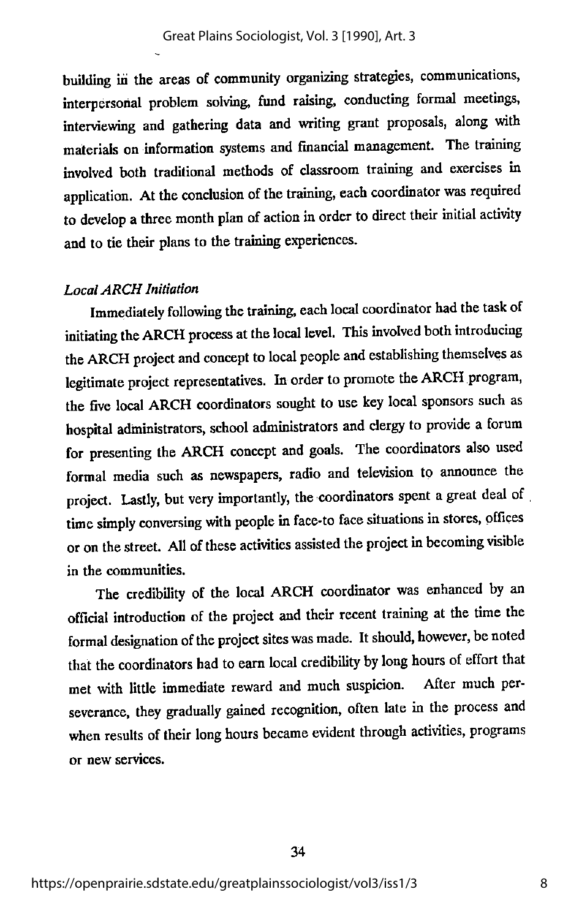building in the areas of community organizing strategies, communications, interpersonal problem solving, fund raising, conducting formal meetings, interviewing and gathering data and writing grant proposals, along with materials on information systems and financial management. The training involved both traditional methods of classroom training and exercises in application. At the conclusion of the training, each coordinator was required to develop a three month plan of action in order to direct their initial activity and to tie their plans to the training experiences.

*Local ARCH Initiation*

Immediately following the training, each local coordinator had the task of initiating the ARCH process at the local level. This involved both introducing the ARCH project and concept to local people and establishing themselves as legitimate project representatives. In order to promote the ARCH program, the five local ARCH coordinators sought to use key local sponsors such as hospital administrators, school administrators and clergy to provide a forum for presenting the ARCH concept and goals. The coordinators also used formal media such as newspapers, radio and television to announce the project. Lastly, but very importantly, the coordinators spent a great deal of time simply conversing with people in face-to face situations in stores, offices or on the street. All of these activities assisted the project in becoming visible in the communities.

The credibility of the local ARCH coordinator was enhanced by an official introduction of the project and their recent training at the time the formal designation of the project sites was made. It should, however, be noted that the coordinators had to earn local credibility by long hours of effort that met with little immediate reward and much suspicion. After much perseverance, they gradually gained recognition, often late in the process and when results of their long hours became evident through activities, programs or new services.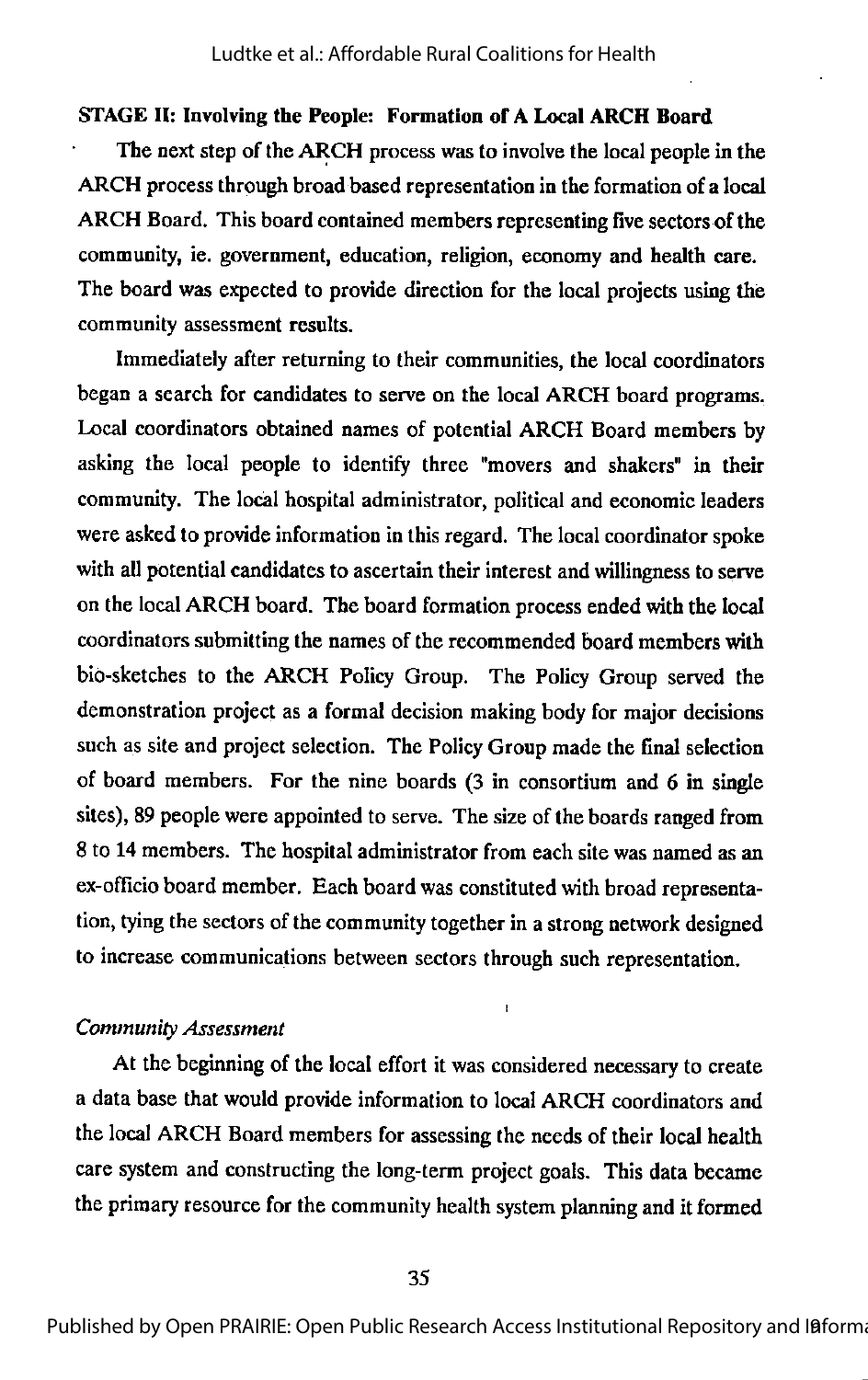**STAGE II: Involving the People: Formation of A Local ARCH Board**

The next step of the ARCH process was to involve the local people in the ARCH process through broad based representation in the formation of a local ARCH Board. This board contained members representing five sectors of the community, ie. government, education, religion, economy and health care. The board was expected to provide direction for the local projects using the community assessment results.

Immediately after returning to their communities, the local coordinators began a search for candidates to serve on the local ARCH board programs. Local coordinators obtained names of potential ARCH Board members by asking the local people to identify three "movers and shakers" in their community. The local hospital administrator, political and economic leaders were asked to provide information in this regard. The local coordinator spoke with all potential candidates to ascertain their interest and willingness to serve on the local ARCH board. The board formation process ended with the local coordinators submitting the names of the recommended board members with bio-sketches to the ARCH Policy Group. The Policy Group served the demonstration project as a formal decision making body for major decisions such as site and project selection. The Policy Group made the final selection of board members. For the nine boards (3 in consortium and 6 in single sites), 89 people were appointed to serve. The size of the boards ranged from 8 to 14 members. The hospital administrator from each site was named as an ex-officio board member. Each board was constituted with broad representation, tying the sectors of the community together in a strong network designed to increase communications between sectors through such representation.

*Community Assessment*

At the beginning of the local effort it was considered necessary to create a data base that would provide information to local ARCH coordinators and the local ARCH Board members for assessing the needs of their local health care system and constructing the long-term project goals. This data became the primary resource for the community health system planning and it formed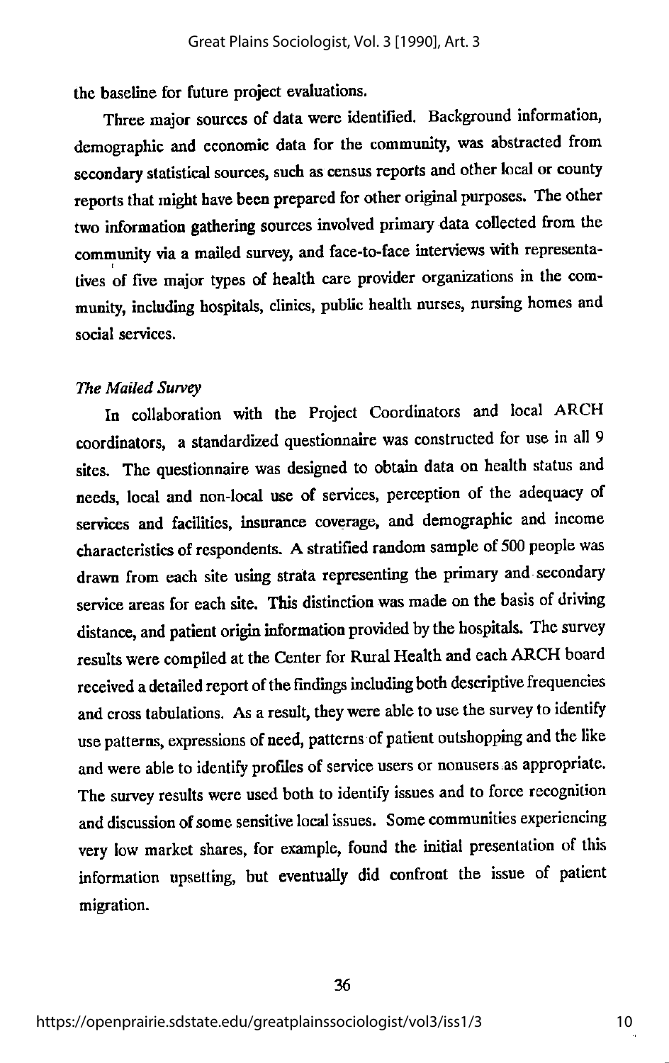the baseline for future project evaluations.

Three major sources of data were identified. Background information, demographic and economic data for the community, was abstracted from secondary statistical sources, such as census reports and other local or county reports that might have been prepared for other original purposes. The other two information gathering sources involved primary data collected from the community via a mailed survey, and face-to-face interviews with representatives of five major types of health care provider organizations in the community, including hospitals, clinics, public health nurses, nursing homes and social services.

*The Mailed Survey*

In collaboration with the Project Coordinators and local ARCH coordinators, a standardized questionnaire was constructed for use in all 9 sites. The questionnaire was designed to obtain data on health status and needs, local and non-local use of services, perception of the adequacy of services and facilities, insurance coverage, and demographic and income characteristics of respondents. A stratified random sample of 500 people was drawn from each site using strata representing the primary and secondary service areas for each site. This distinction was made on the basis of driving distance, and patient origin information provided by the hospitals. The survey results were compiled at the Center for Rural Health and each ARCH board received a detailed report of the findings including both descriptive frequencies and cross tabulations. As a result, they were able to use the survey to identify use patterns, expressions of need, patterns of patient outshopping and the like and were able to identify profiles of service users or nonusers as appropriate. The survey results were used both to identify issues and to force recognition and discussion of some sensitive local issues. Some communities experiencing very low market shares, for example, found the initial presentation of this information upsetting, but eventually did confront the issue of patient migration.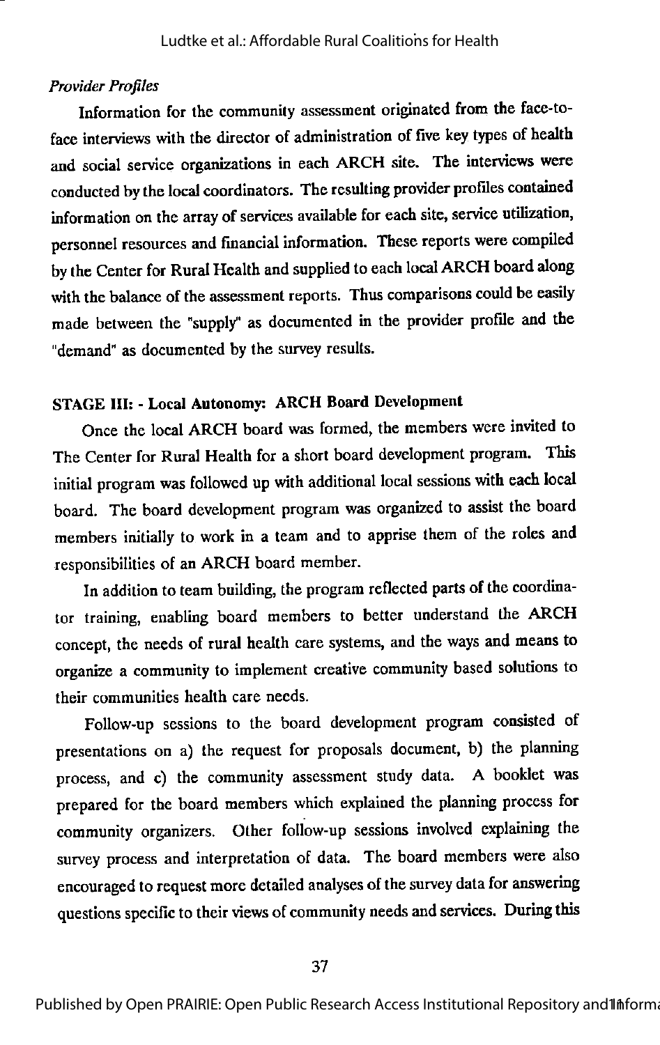*Provider Profiles*

Information for the community assessment originated from the face-to-face interviews with the director of administration of five key types of health and social service organizations in each ARCH site. The interviews were conducted by the local coordinators. The resulting provider profiles contained information on the array of services available for each site, service utilization, personnel resources and financial information. These reports were compiled by the Center for Rural Health and supplied to each local ARCH board along with the balance of the assessment reports. Thus comparisons could be easily made between the "supply" as documented in the provider profile and the "demand" as documented by the survey results.

**STAGE III: - Local Autonomy: ARCH Board Development**

Once the local ARCH board was formed, the members were invited to The Center for Rural Health for a short board development program. This initial program was followed up with additional local sessions with each local board. The board development program was organized to assist the board members initially to work in a team and to apprise them of the roles and responsibilities of an ARCH board member.

In addition to team building, the program reflected parts of the coordinator training, enabling board members to better understand the ARCH concept, the needs of rural health care systems, and the ways and means to organize a community to implement creative community based solutions to their communities health care needs.

Follow-up sessions to the board development program consisted of presentations on a) the request for proposals document, b) the planning process, and c) the community assessment study data. A booklet was prepared for the board members which explained the planning process for community organizers. Other follow-up sessions involved explaining the survey process and interpretation of data. The board members were also encouraged to request more detailed analyses of the survey data for answering questions specific to their views of community needs and services. During this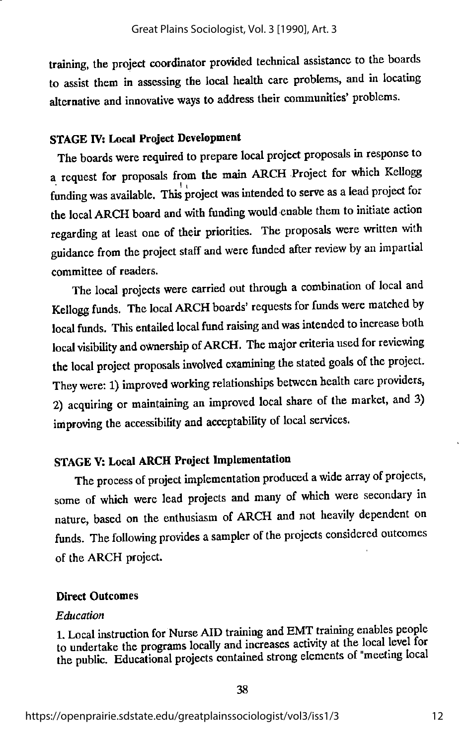training, the project coordinator provided technical assistance to the boards to assist them in assessing the local health care problems, and in locating alternative and innovative ways to address their communities' problems.

### STAGE IV: Local Project Development

The boards were required to prepare local project proposals in response to a request for proposals from the main ARCH Project for which Kellogg funding was available. This project was intended to serve as a lead project for the local ARCH board and with funding would enable them to initiate action regarding at least one of their priorities. The proposals were written with guidance from the project staff and were funded after review by an impartial committee of readers.

The local projects were carried out through a combination of local and Kellogg funds. The local ARCH boards' requests for funds were matched by local funds. This entailed local fund raising and was intended to increase both local visibility and ownership of ARCH. The major criteria used for reviewing the local project proposals involved examining the stated goals of the project. They were: 1) improved working relationships between health care providers, 2) acquiring or maintaining an improved local share of the market, and 3) improving the accessibility and acceptability of local services.

### STAGE V: Local ARCH Project Implementation

The process of project implementation produced a wide array of projects, some of which were lead projects and many of which were secondary in nature, based on the enthusiasm of ARCH and not heavily dependent on funds. The following provides a sampler of the projects considered outcomes of the ARCH project.

#### Direct Outcomes

*Education*

1. Local instruction for Nurse AID training and EMT training enables people to undertake the programs locally and increases activity at the local level for the public. Educational projects contained strong elements of "meeting local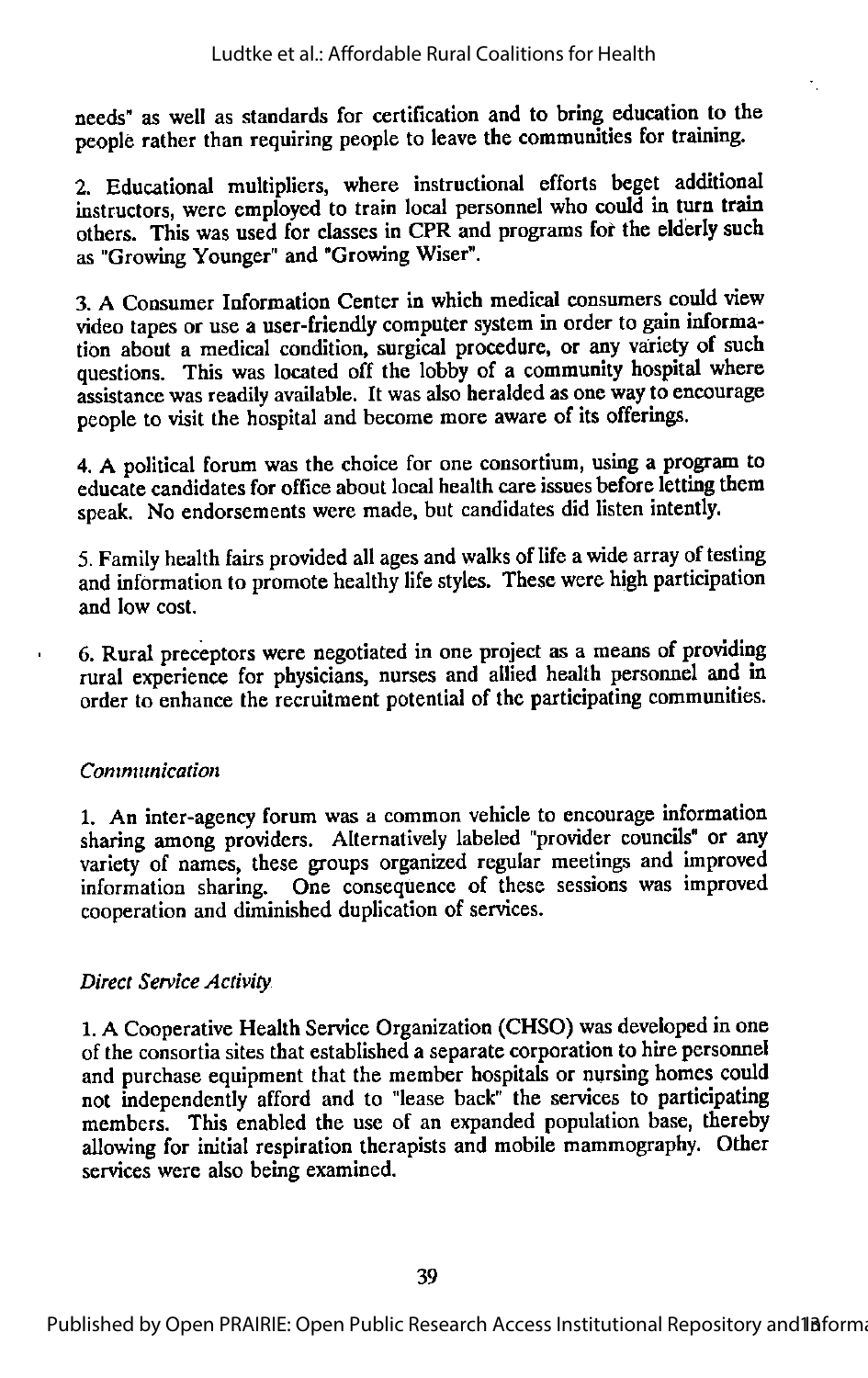needs" as well as standards for certification and to bring education to the people rather than requiring people to leave the communities for training.

2. Educational multipliers, where instructional efforts beget additional instructors, were employed to train local personnel who could in turn train others. This was used for classes in CPR and programs for the elderly such as "Growing Younger" and "Growing Wiser".

3. A Consumer Information Center in which medical consumers could view video tapes or use a user-friendly computer system in order to gain information about a medical condition, surgical procedure, or any variety of such questions. This was located off the lobby of a community hospital where assistance was readily available. It was also heralded as one way to encourage people to visit the hospital and become more aware of its offerings.

4. A political forum was the choice for one consortium, using a program to educate candidates for office about local health care issues before letting them speak. No endorsements were made, but candidates did listen intently.

5. Family health fairs provided all ages and walks of life a wide array of testing and information to promote healthy life styles. These were high participation and low cost.

6. Rural preceptors were negotiated in one project as a means of providing rural experience for physicians, nurses and allied health personnel and in order to enhance the recruitment potential of the participating communities.

*Communication*

1. An inter-agency forum was a common vehicle to encourage information sharing among providers. Alternatively labeled "provider councils" or any variety of names, these groups organized regular meetings and improved information sharing. One consequence of these sessions was improved cooperation and diminished duplication of services.

*Direct Service Activity*

1. A Cooperative Health Service Organization (CHSO) was developed in one of the consortia sites that established a separate corporation to hire personnel and purchase equipment that the member hospitals or nursing homes could not independently afford and to "lease back" the services to participating members. This enabled the use of an expanded population base, thereby allowing for initial respiration therapists and mobile mammography. Other services were also being examined.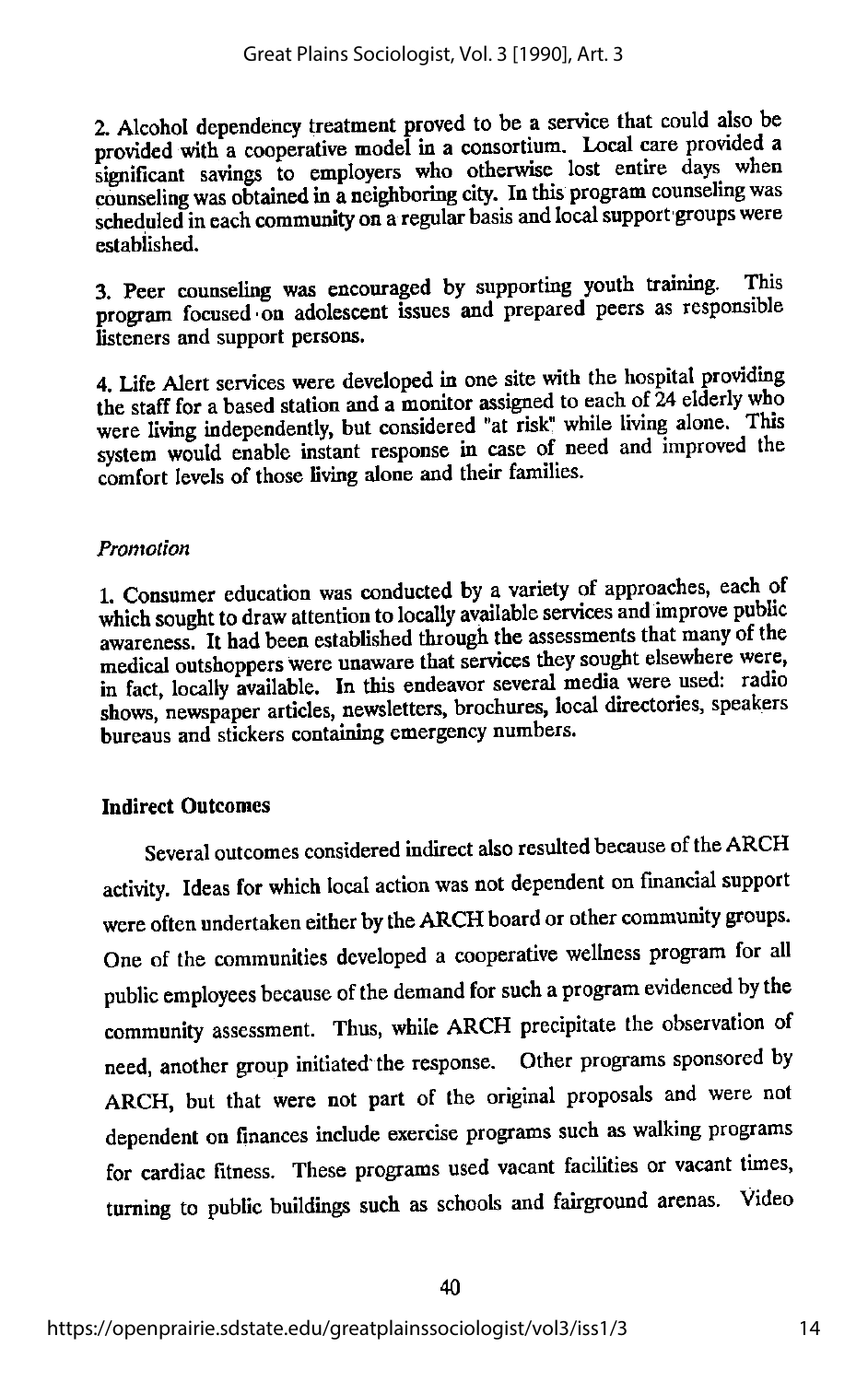2. Alcohol dependency treatment proved to be a service that could also be provided with a cooperative model in a consortium. Local care provided a significant savings to employers who otherwise lost entire days when counseling was obtained in a neighboring city. In this program counseling was scheduled in each community on a regular basis and local support groups were established.

3. Peer counseling was encouraged by supporting youth training. This program focused on adolescent issues and prepared peers as responsible listeners and support persons.

4. Life Alert services were developed in one site with the hospital providing the staff for a based station and a monitor assigned to each of 24 elderly who were living independently, but considered "at risk" while living alone. This system would enable instant response in case of need and improved the comfort levels of those living alone and their families.

*Promotion*

1. Consumer education was conducted by a variety of approaches, each of which sought to draw attention to locally available services and improve public awareness. It had been established through the assessments that many of the medical outshoppers were unaware that services they sought elsewhere were, in fact, locally available. In this endeavor several media were used: radio shows, newspaper articles, newsletters, brochures, local directories, speakers bureaus and stickers containing emergency numbers.

**Indirect Outcomes**

Several outcomes considered indirect also resulted because of the ARCH activity. Ideas for which local action was not dependent on financial support were often undertaken either by the ARCH board or other community groups. One of the communities developed a cooperative wellness program for all public employees because of the demand for such a program evidenced by the community assessment. Thus, while ARCH precipitate the observation of need, another group initiated the response. Other programs sponsored by ARCH, but that were not part of the original proposals and were not dependent on finances include exercise programs such as walking programs for cardiac fitness. These programs used vacant facilities or vacant times, turning to public buildings such as schools and fairground arenas. Video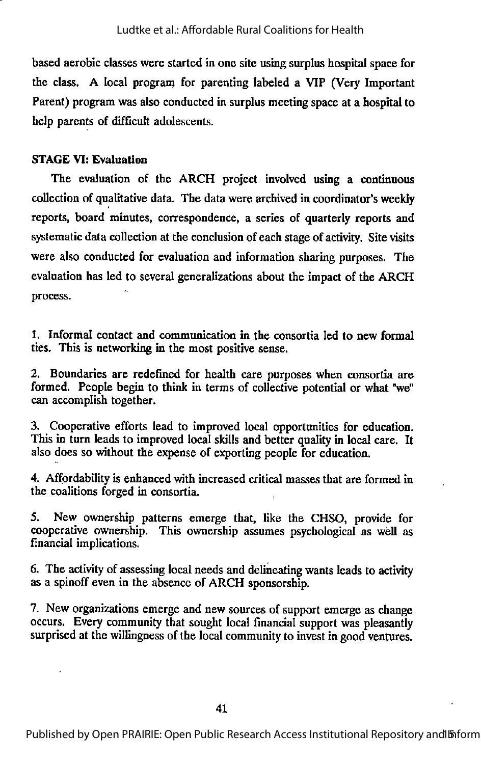based aerobic classes were started in one site using surplus hospital space for the class. A local program for parenting labeled a VIP (Very Important Parent) program was also conducted in surplus meeting space at a hospital to help parents of difficult adolescents.

**STAGE VI: Evaluation**

The evaluation of the ARCH project involved using a continuous collection of qualitative data. The data were archived in coordinator's weekly reports, board minutes, correspondence, a series of quarterly reports and systematic data collection at the conclusion of each stage of activity. Site visits were also conducted for evaluation and information sharing purposes. The evaluation has led to several generalizations about the impact of the ARCH process.

1. Informal contact and communication in the consortia led to new formal ties. This is networking in the most positive sense.

2. Boundaries are redefined for health care purposes when consortia are formed. People begin to think in terms of collective potential or what "we" can accomplish together.

3. Cooperative efforts lead to improved local opportunities for education. This in turn leads to improved local skills and better quality in local care. It also does so without the expense of exporting people for education.

4. Affordability is enhanced with increased critical masses that are formed in the coalitions forged in consortia.

5. New ownership patterns emerge that, like the CHSO, provide for cooperative ownership. This ownership assumes psychological as well as financial implications.

6. The activity of assessing local needs and delineating wants leads to activity as a spinoff even in the absence of ARCH sponsorship.

7. New organizations emerge and new sources of support emerge as change occurs. Every community that sought local financial support was pleasantly surprised at the willingness of the local community to invest in good ventures.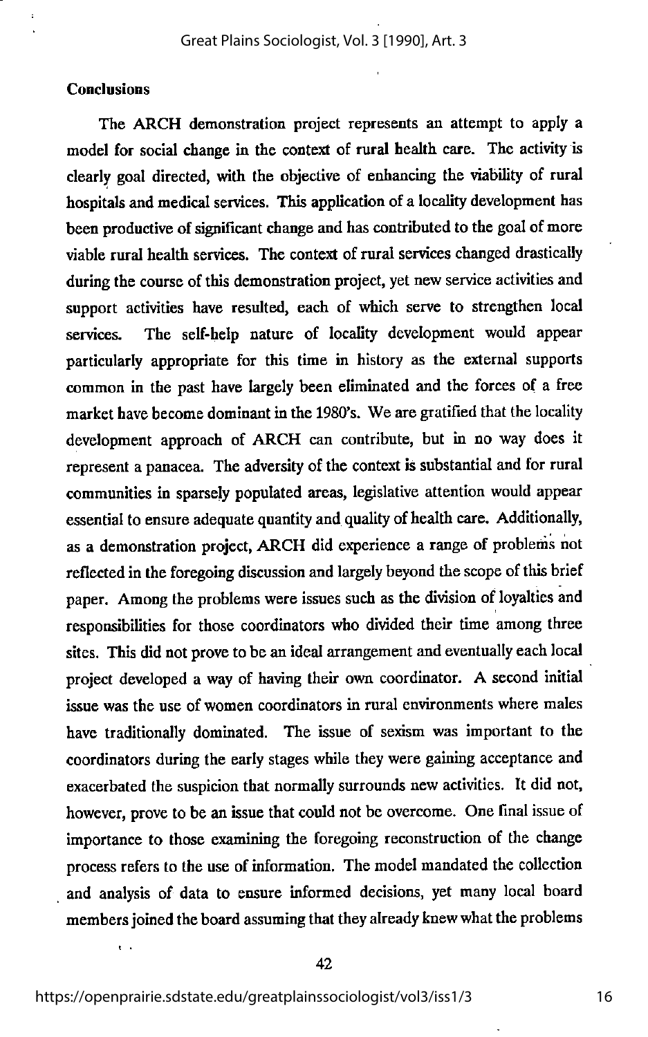## Conclusions

The ARCH demonstration project represents an attempt to apply a model for social change in the context of rural health care. The activity is clearly goal directed, with the objective of enhancing the viability of rural hospitals and medical services. This application of a locality development has been productive of significant change and has contributed to the goal of more viable rural health services. The context of rural services changed drastically during the course of this demonstration project, yet new service activities and support activities have resulted, each of which serve to strengthen local services. The self-help nature of locality development would appear particularly appropriate for this time in history as the external supports common in the past have largely been eliminated and the forces of a free market have become dominant in the 1980's. We are gratified that the locality development approach of ARCH can contribute, but in no way does it represent a panacea. The adversity of the context is substantial and for rural communities in sparsely populated areas, legislative attention would appear essential to ensure adequate quantity and quality of health care. Additionally, as a demonstration project, ARCH did experience a range of problems not reflected in the foregoing discussion and largely beyond the scope of this brief paper. Among the problems were issues such as the division of loyalties and responsibilities for those coordinators who divided their time among three sites. This did not prove to be an ideal arrangement and eventually each local project developed a way of having their own coordinator. A second initial issue was the use of women coordinators in rural environments where males have traditionally dominated. The issue of sexism was important to the coordinators during the early stages while they were gaining acceptance and exacerbated the suspicion that normally surrounds new activities. It did not, however, prove to be an issue that could not be overcome. One final issue of importance to those examining the foregoing reconstruction of the change process refers to the use of information. The model mandated the collection and analysis of data to ensure informed decisions, yet many local board members joined the board assuming that they already knew what the problems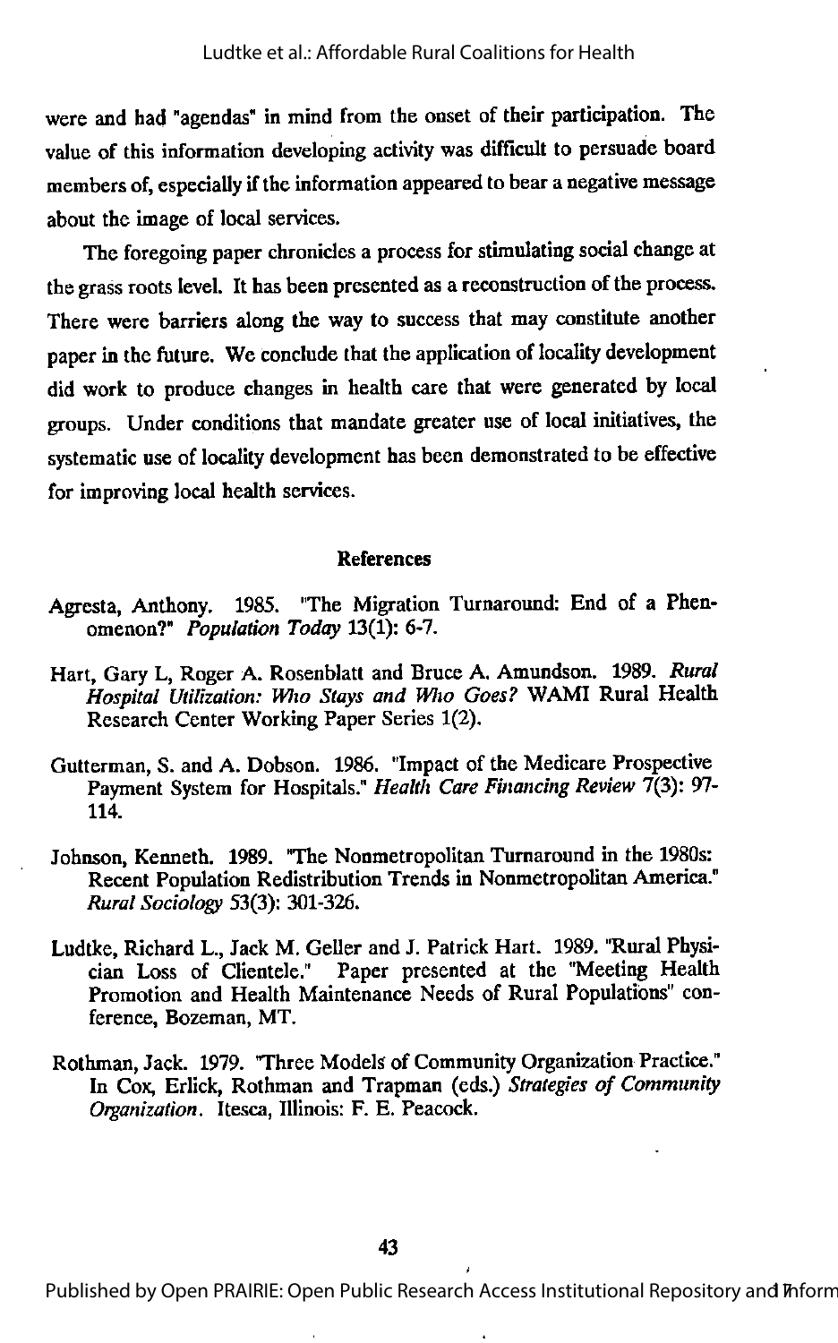were and had "agendas" in mind from the onset of their participation. The value of this information developing activity was difficult to persuade board members of, especially if the information appeared to bear a negative message about the image of local services.

The foregoing paper chronicles a process for stimulating social change at the grass roots level. It has been presented as a reconstruction of the process. There were barriers along the way to success that may constitute another paper in the future. We conclude that the application of locality development did work to produce changes in health care that were generated by local groups. Under conditions that mandate greater use of local initiatives, the systematic use of locality development has been demonstrated to be effective for improving local health services.

## References

Agresta, Anthony. 1985. "The Migration Turnaround: End of a Phenomenon?" *Population Today* 13(1): 6-7.

Hart, Gary L, Roger A. Rosenblatt and Bruce A. Amundson. 1989. *Rural Hospital Utilization: Who Stays and Who Goes?* WAMI Rural Health Research Center Working Paper Series 1(2).

Gutterman, S. and A. Dobson. 1986. "Impact of the Medicare Prospective Payment System for Hospitals." *Health Care Financing Review* 7(3): 97-114.

Johnson, Kenneth. 1989. "The Nonmetropolitan Turnaround in the 1980s: Recent Population Redistribution Trends in Nonmetropolitan America." *Rural Sociology* 53(3): 301-326.

Ludtke, Richard L., Jack M. Geller and J. Patrick Hart. 1989. "Rural Physician Loss of Clientele." Paper presented at the "Meeting Health Promotion and Health Maintenance Needs of Rural Populations" conference, Bozeman, MT.

Rothman, Jack. 1979. "Three Models of Community Organization Practice." In Cox, Erlick, Rothman and Trapman (eds.) *Strategies of Community Organization*. Itesca, Illinois: F. E. Peacock.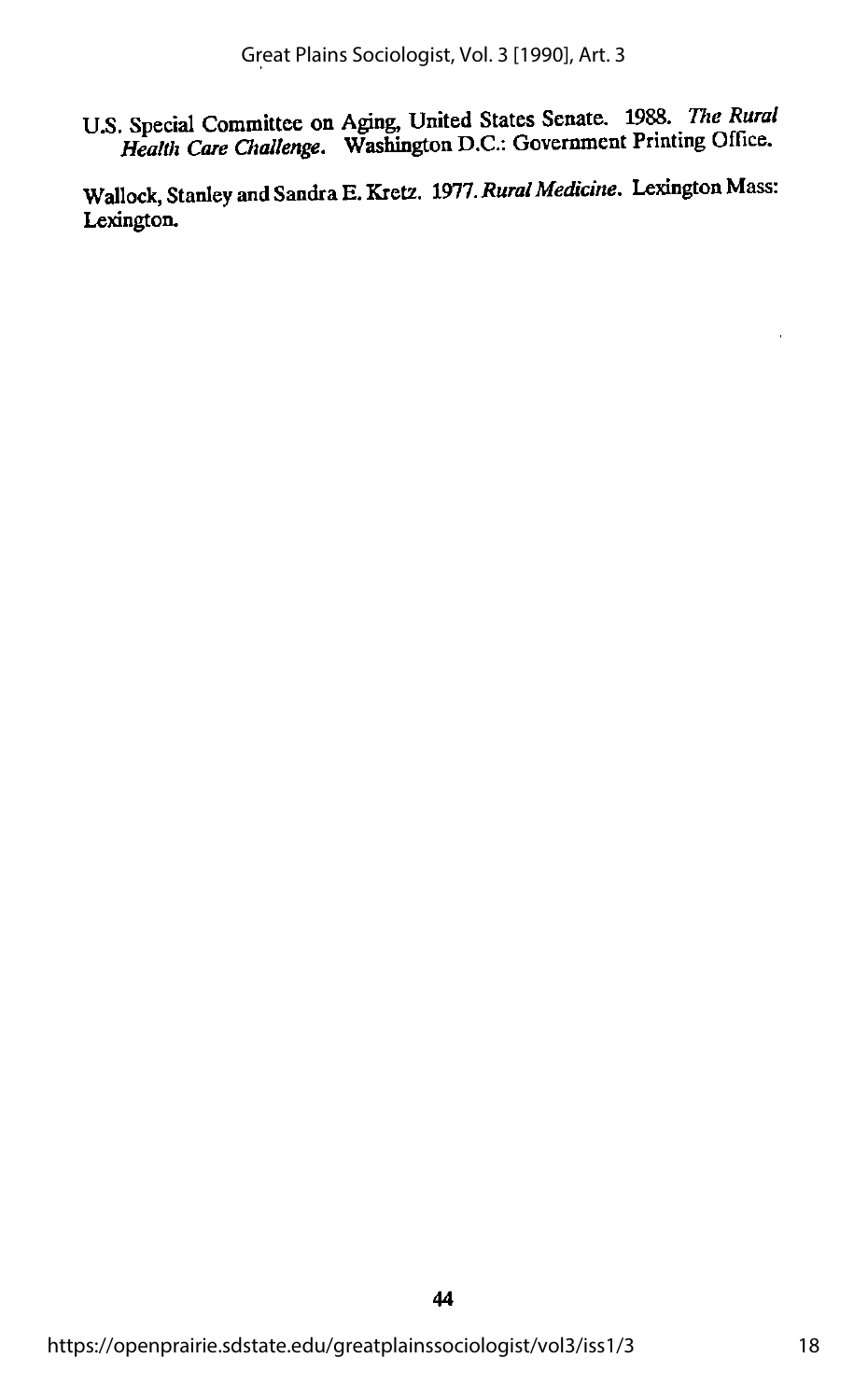U.S. Special Committee on Aging, United States Senate. 1988. *The Rural Health Care Challenge*. Washington D.C.: Government Printing Office.

Wallock, Stanley and Sandra E. Kretz. 1977. *Rural Medicine*. Lexington Mass: Lexington.